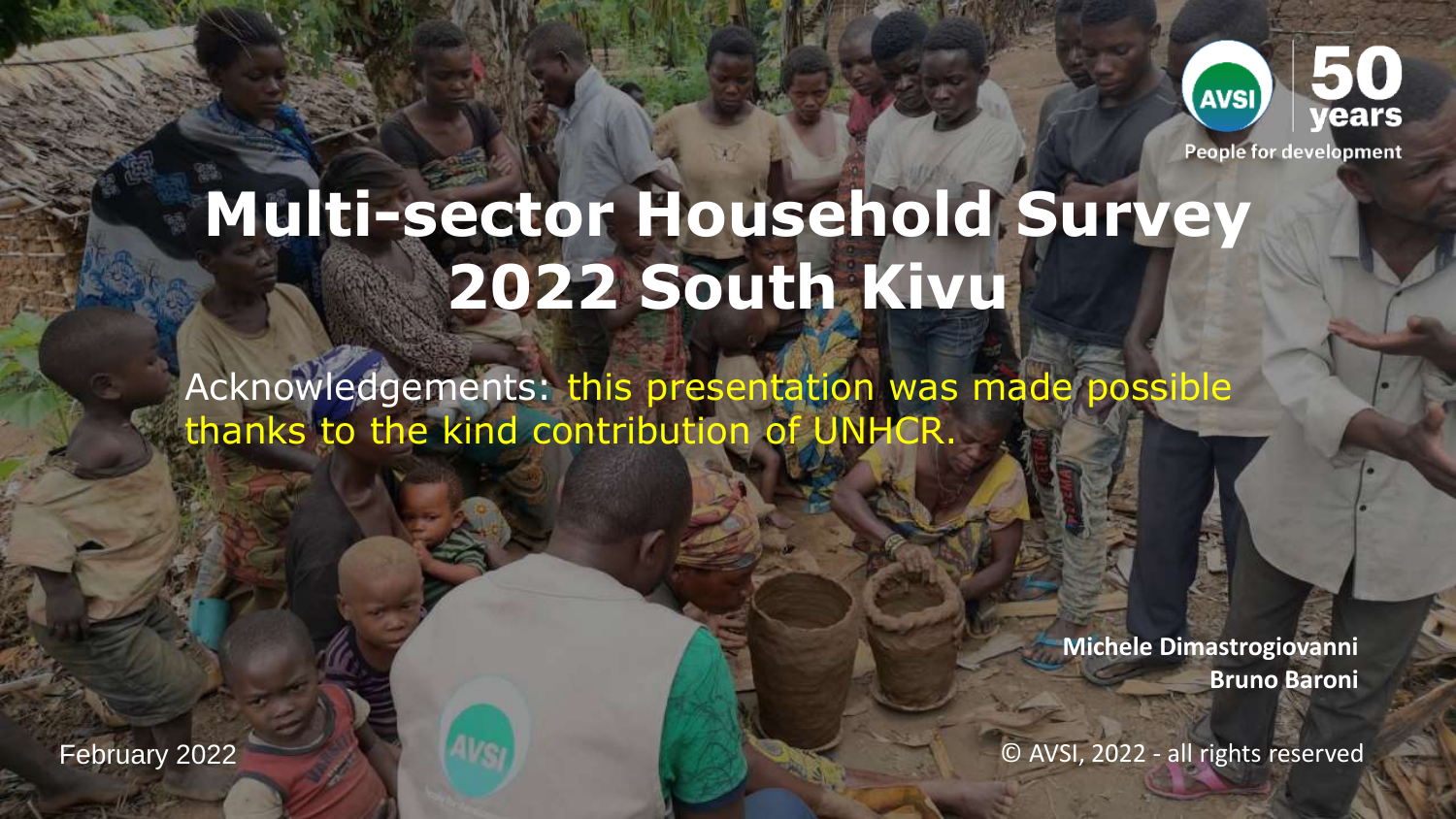# Multi-sector Household Survey 2022 South Kivu

Acknowledgements: this presentation was made possible thanks to the kind contribution of UNHCR.

AVSI 50 years

People for development

**Michele Dimastrogiovanni**
**Bruno Baroni**

February 2022

© AVSI, 2022 - all rights reserved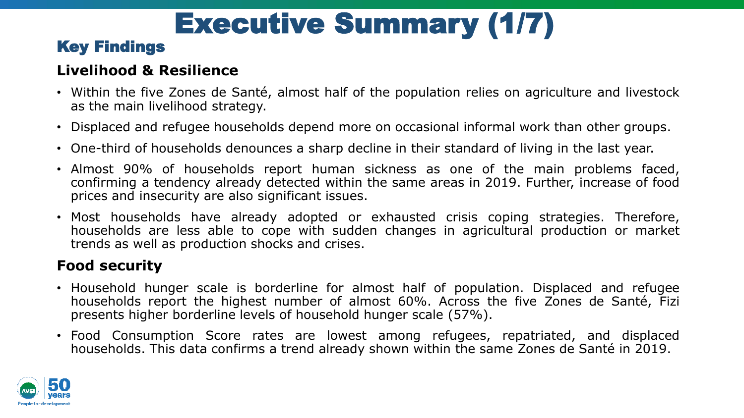# Executive Summary (1/7)

## Key Findings

### Livelihood & Resilience

- Within the five Zones de Santé, almost half of the population relies on agriculture and livestock as the main livelihood strategy.
- Displaced and refugee households depend more on occasional informal work than other groups.
- One-third of households denounces a sharp decline in their standard of living in the last year.
- Almost 90% of households report human sickness as one of the main problems faced, confirming a tendency already detected within the same areas in 2019. Further, increase of food prices and insecurity are also significant issues.
- Most households have already adopted or exhausted crisis coping strategies. Therefore, households are less able to cope with sudden changes in agricultural production or market trends as well as production shocks and crises.

### Food security

- Household hunger scale is borderline for almost half of population. Displaced and refugee households report the highest number of almost 60%. Across the five Zones de Santé, Fizi presents higher borderline levels of household hunger scale (57%).
- Food Consumption Score rates are lowest among refugees, repatriated, and displaced households. This data confirms a trend already shown within the same Zones de Santé in 2019.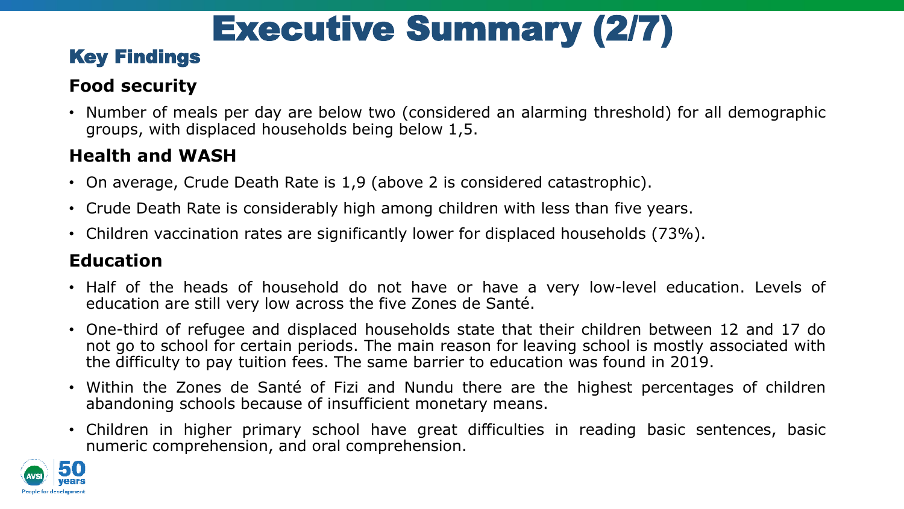# Executive Summary (2/7)

## Key Findings

### Food security

- Number of meals per day are below two (considered an alarming threshold) for all demographic groups, with displaced households being below 1,5.

### Health and WASH

- On average, Crude Death Rate is 1,9 (above 2 is considered catastrophic).
- Crude Death Rate is considerably high among children with less than five years.
- Children vaccination rates are significantly lower for displaced households (73%).

### Education

- Half of the heads of household do not have or have a very low-level education. Levels of education are still very low across the five Zones de Santé.
- One-third of refugee and displaced households state that their children between 12 and 17 do not go to school for certain periods. The main reason for leaving school is mostly associated with the difficulty to pay tuition fees. The same barrier to education was found in 2019.
- Within the Zones de Santé of Fizi and Nundu there are the highest percentages of children abandoning schools because of insufficient monetary means.
- Children in higher primary school have great difficulties in reading basic sentences, basic numeric comprehension, and oral comprehension.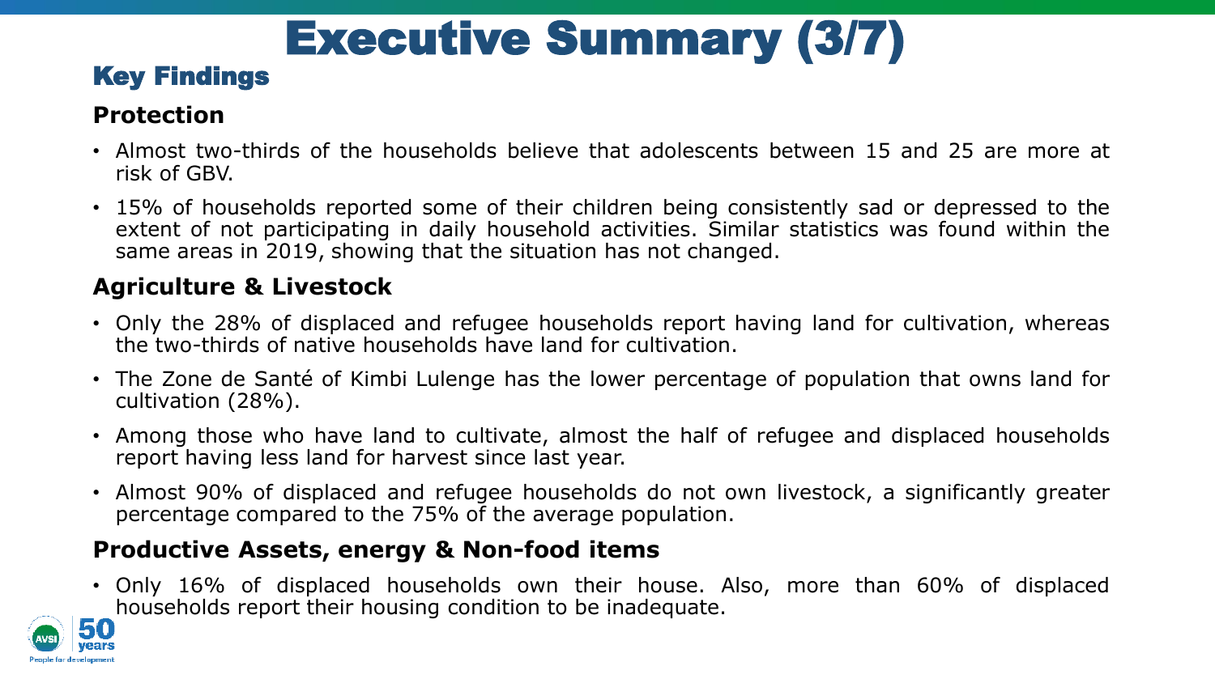# Executive Summary (3/7)

## Key Findings

### Protection

- Almost two-thirds of the households believe that adolescents between 15 and 25 are more at risk of GBV.
- 15% of households reported some of their children being consistently sad or depressed to the extent of not participating in daily household activities. Similar statistics was found within the same areas in 2019, showing that the situation has not changed.

### Agriculture & Livestock

- Only the 28% of displaced and refugee households report having land for cultivation, whereas the two-thirds of native households have land for cultivation.
- The Zone de Santé of Kimbi Lulenge has the lower percentage of population that owns land for cultivation (28%).
- Among those who have land to cultivate, almost the half of refugee and displaced households report having less land for harvest since last year.
- Almost 90% of displaced and refugee households do not own livestock, a significantly greater percentage compared to the 75% of the average population.

### Productive Assets, energy & Non-food items

- Only 16% of displaced households own their house. Also, more than 60% of displaced households report their housing condition to be inadequate.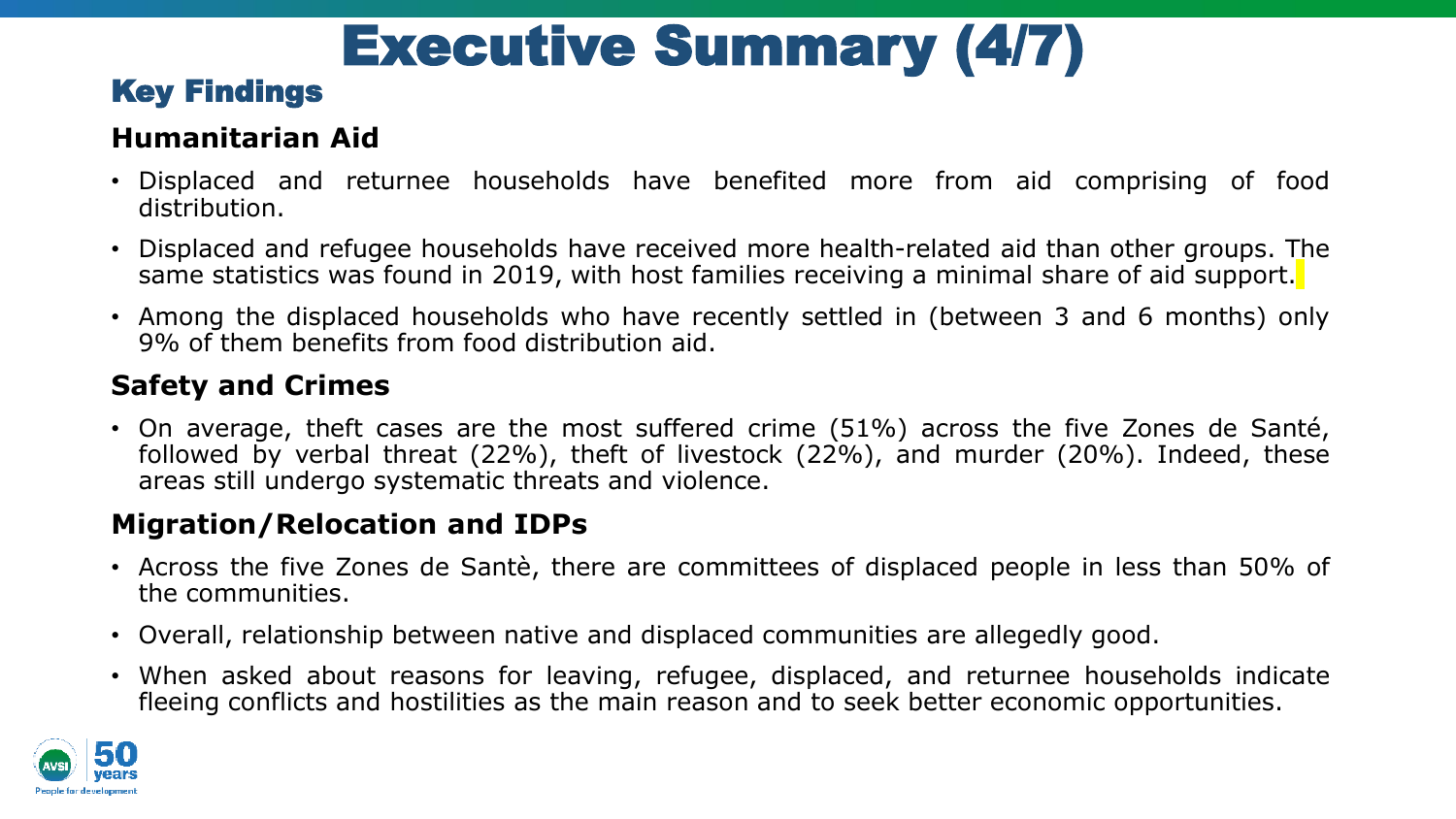# Executive Summary (4/7)

## Key Findings

### Humanitarian Aid

- Displaced and returnee households have benefited more from aid comprising of food distribution.
- Displaced and refugee households have received more health-related aid than other groups. The same statistics was found in 2019, with host families receiving a minimal share of aid support.
- Among the displaced households who have recently settled in (between 3 and 6 months) only 9% of them benefits from food distribution aid.

### Safety and Crimes

- On average, theft cases are the most suffered crime (51%) across the five Zones de Santé, followed by verbal threat (22%), theft of livestock (22%), and murder (20%). Indeed, these areas still undergo systematic threats and violence.

### Migration/Relocation and IDPs

- Across the five Zones de Santè, there are committees of displaced people in less than 50% of the communities.
- Overall, relationship between native and displaced communities are allegedly good.
- When asked about reasons for leaving, refugee, displaced, and returnee households indicate fleeing conflicts and hostilities as the main reason and to seek better economic opportunities.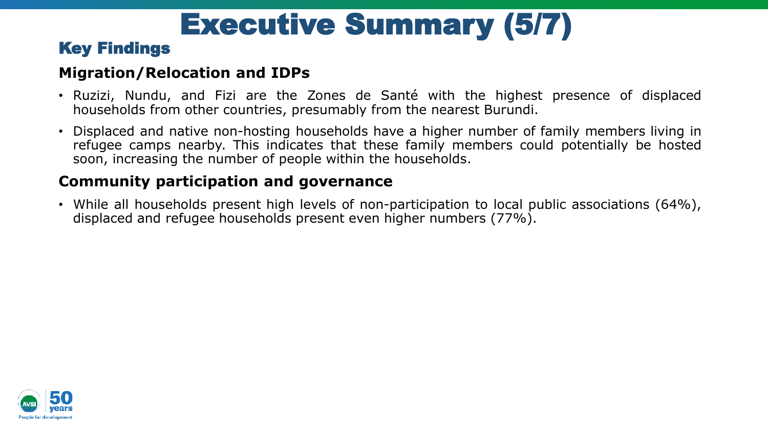# Executive Summary (5/7)

## Key Findings

### Migration/Relocation and IDPs

- Ruzizi, Nundu, and Fizi are the Zones de Santé with the highest presence of displaced households from other countries, presumably from the nearest Burundi.
- Displaced and native non-hosting households have a higher number of family members living in refugee camps nearby. This indicates that these family members could potentially be hosted soon, increasing the number of people within the households.

### Community participation and governance

- While all households present high levels of non-participation to local public associations (64%), displaced and refugee households present even higher numbers (77%).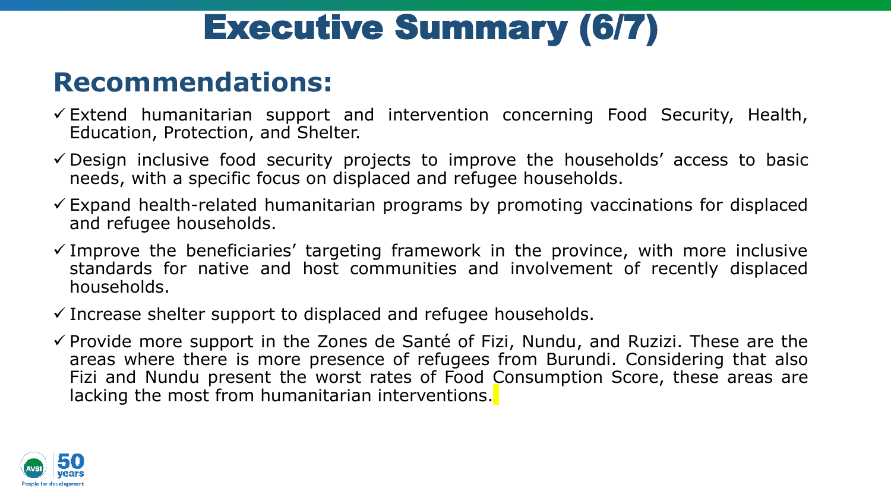# Executive Summary (6/7)

## Recommendations:

- ✓ Extend humanitarian support and intervention concerning Food Security, Health, Education, Protection, and Shelter.
- ✓ Design inclusive food security projects to improve the households' access to basic needs, with a specific focus on displaced and refugee households.
- ✓ Expand health-related humanitarian programs by promoting vaccinations for displaced and refugee households.
- ✓ Improve the beneficiaries' targeting framework in the province, with more inclusive standards for native and host communities and involvement of recently displaced households.
- ✓ Increase shelter support to displaced and refugee households.
- ✓ Provide more support in the Zones de Santé of Fizi, Nundu, and Ruzizi. These are the areas where there is more presence of refugees from Burundi. Considering that also Fizi and Nundu present the worst rates of Food Consumption Score, these areas are lacking the most from humanitarian interventions.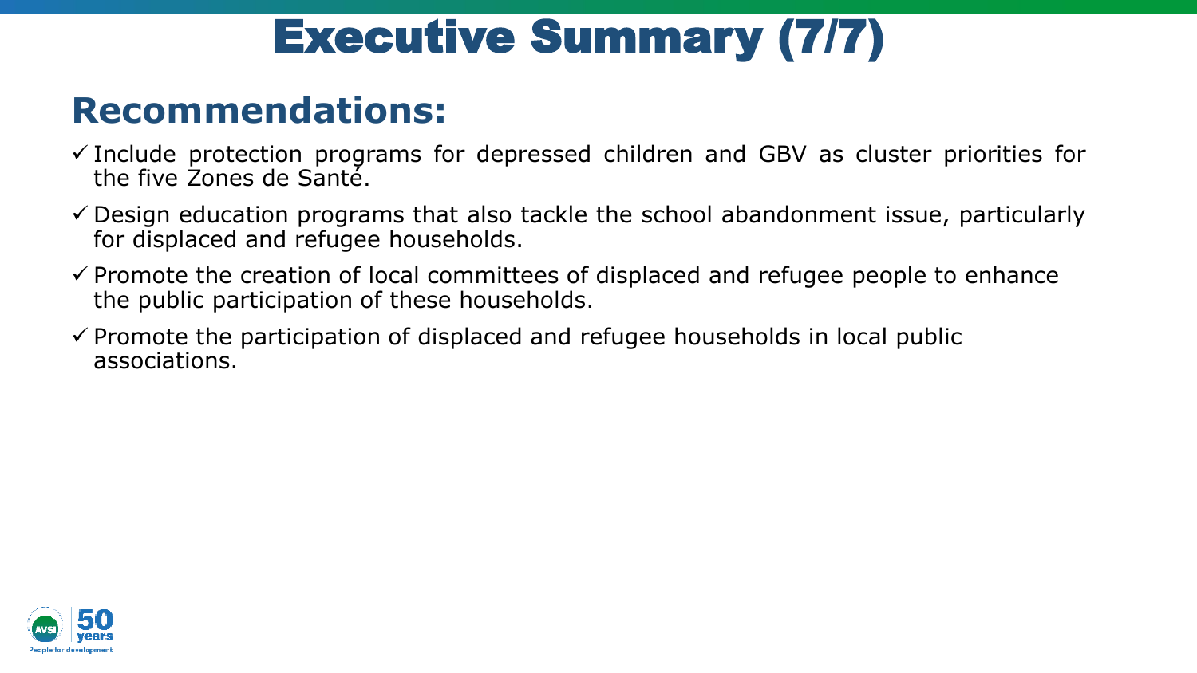# Executive Summary (7/7)

## Recommendations:

- ✓ Include protection programs for depressed children and GBV as cluster priorities for the five Zones de Santé.
- ✓ Design education programs that also tackle the school abandonment issue, particularly for displaced and refugee households.
- ✓ Promote the creation of local committees of displaced and refugee people to enhance the public participation of these households.
- ✓ Promote the participation of displaced and refugee households in local public associations.